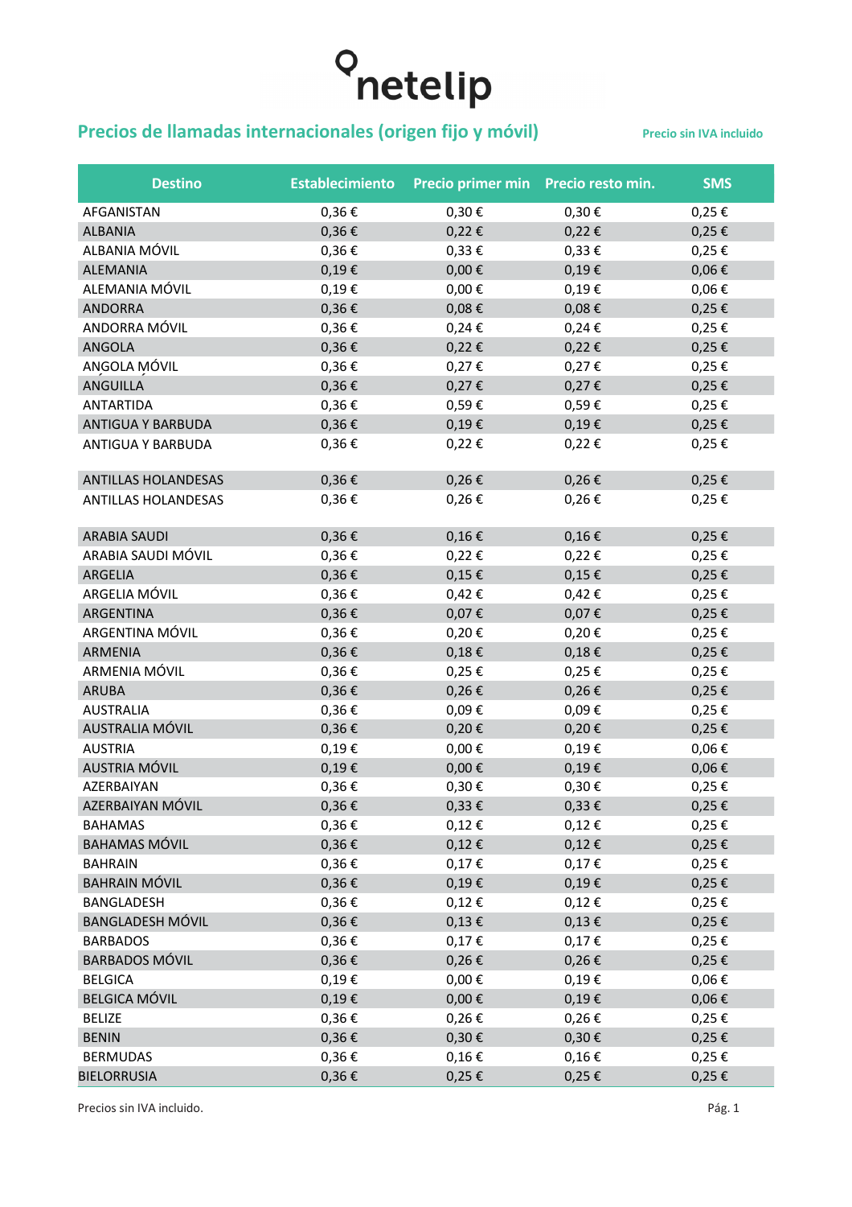netelip

## Precios de llamadas internacionales (origen fijo y móvil)

**Precio sin IVA incluido**

| Destino | Establecimiento | Precio primer min | Precio resto min. | SMS |
|---|---|---|---|---|
| AFGANISTAN | 0,36 € | 0,30 € | 0,30 € | 0,25 € |
| ALBANIA | 0,36 € | 0,22 € | 0,22 € | 0,25 € |
| ALBANIA MÓVIL | 0,36 € | 0,33 € | 0,33 € | 0,25 € |
| ALEMANIA | 0,19 € | 0,00 € | 0,19 € | 0,06 € |
| ALEMANIA MÓVIL | 0,19 € | 0,00 € | 0,19 € | 0,06 € |
| ANDORRA | 0,36 € | 0,08 € | 0,08 € | 0,25 € |
| ANDORRA MÓVIL | 0,36 € | 0,24 € | 0,24 € | 0,25 € |
| ANGOLA | 0,36 € | 0,22 € | 0,22 € | 0,25 € |
| ANGOLA MÓVIL | 0,36 € | 0,27 € | 0,27 € | 0,25 € |
| ANGUILLA | 0,36 € | 0,27 € | 0,27 € | 0,25 € |
| ANTARTIDA | 0,36 € | 0,59 € | 0,59 € | 0,25 € |
| ANTIGUA Y BARBUDA | 0,36 € | 0,19 € | 0,19 € | 0,25 € |
| ANTIGUA Y BARBUDA | 0,36 € | 0,22 € | 0,22 € | 0,25 € |
| ANTILLAS HOLANDESAS | 0,36 € | 0,26 € | 0,26 € | 0,25 € |
| ANTILLAS HOLANDESAS | 0,36 € | 0,26 € | 0,26 € | 0,25 € |
| ARABIA SAUDI | 0,36 € | 0,16 € | 0,16 € | 0,25 € |
| ARABIA SAUDI MÓVIL | 0,36 € | 0,22 € | 0,22 € | 0,25 € |
| ARGELIA | 0,36 € | 0,15 € | 0,15 € | 0,25 € |
| ARGELIA MÓVIL | 0,36 € | 0,42 € | 0,42 € | 0,25 € |
| ARGENTINA | 0,36 € | 0,07 € | 0,07 € | 0,25 € |
| ARGENTINA MÓVIL | 0,36 € | 0,20 € | 0,20 € | 0,25 € |
| ARMENIA | 0,36 € | 0,18 € | 0,18 € | 0,25 € |
| ARMENIA MÓVIL | 0,36 € | 0,25 € | 0,25 € | 0,25 € |
| ARUBA | 0,36 € | 0,26 € | 0,26 € | 0,25 € |
| AUSTRALIA | 0,36 € | 0,09 € | 0,09 € | 0,25 € |
| AUSTRALIA MÓVIL | 0,36 € | 0,20 € | 0,20 € | 0,25 € |
| AUSTRIA | 0,19 € | 0,00 € | 0,19 € | 0,06 € |
| AUSTRIA MÓVIL | 0,19 € | 0,00 € | 0,19 € | 0,06 € |
| AZERBAIYAN | 0,36 € | 0,30 € | 0,30 € | 0,25 € |
| AZERBAIYAN MÓVIL | 0,36 € | 0,33 € | 0,33 € | 0,25 € |
| BAHAMAS | 0,36 € | 0,12 € | 0,12 € | 0,25 € |
| BAHAMAS MÓVIL | 0,36 € | 0,12 € | 0,12 € | 0,25 € |
| BAHRAIN | 0,36 € | 0,17 € | 0,17 € | 0,25 € |
| BAHRAIN MÓVIL | 0,36 € | 0,19 € | 0,19 € | 0,25 € |
| BANGLADESH | 0,36 € | 0,12 € | 0,12 € | 0,25 € |
| BANGLADESH MÓVIL | 0,36 € | 0,13 € | 0,13 € | 0,25 € |
| BARBADOS | 0,36 € | 0,17 € | 0,17 € | 0,25 € |
| BARBADOS MÓVIL | 0,36 € | 0,26 € | 0,26 € | 0,25 € |
| BELGICA | 0,19 € | 0,00 € | 0,19 € | 0,06 € |
| BELGICA MÓVIL | 0,19 € | 0,00 € | 0,19 € | 0,06 € |
| BELIZE | 0,36 € | 0,26 € | 0,26 € | 0,25 € |
| BENIN | 0,36 € | 0,30 € | 0,30 € | 0,25 € |
| BERMUDAS | 0,36 € | 0,16 € | 0,16 € | 0,25 € |
| BIELORRUSIA | 0,36 € | 0,25 € | 0,25 € | 0,25 € |

Precios sin IVA incluido.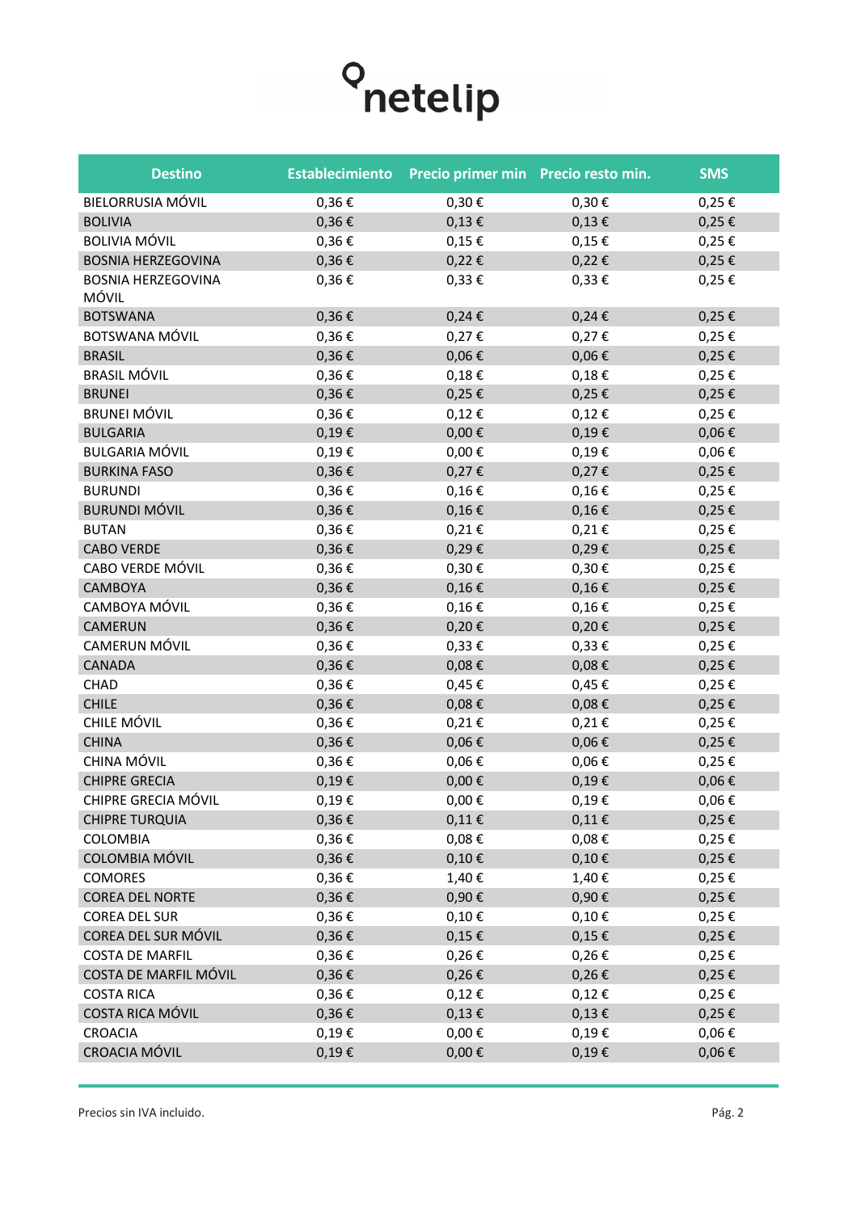netelip

| Destino | Establecimiento | Precio primer min | Precio resto min. | SMS |
|---|---|---|---|---|
| BIELORRUSIA MÓVIL | 0,36 € | 0,30 € | 0,30 € | 0,25 € |
| BOLIVIA | 0,36 € | 0,13 € | 0,13 € | 0,25 € |
| BOLIVIA MÓVIL | 0,36 € | 0,15 € | 0,15 € | 0,25 € |
| BOSNIA HERZEGOVINA | 0,36 € | 0,22 € | 0,22 € | 0,25 € |
| BOSNIA HERZEGOVINA MÓVIL | 0,36 € | 0,33 € | 0,33 € | 0,25 € |
| BOTSWANA | 0,36 € | 0,24 € | 0,24 € | 0,25 € |
| BOTSWANA MÓVIL | 0,36 € | 0,27 € | 0,27 € | 0,25 € |
| BRASIL | 0,36 € | 0,06 € | 0,06 € | 0,25 € |
| BRASIL MÓVIL | 0,36 € | 0,18 € | 0,18 € | 0,25 € |
| BRUNEI | 0,36 € | 0,25 € | 0,25 € | 0,25 € |
| BRUNEI MÓVIL | 0,36 € | 0,12 € | 0,12 € | 0,25 € |
| BULGARIA | 0,19 € | 0,00 € | 0,19 € | 0,06 € |
| BULGARIA MÓVIL | 0,19 € | 0,00 € | 0,19 € | 0,06 € |
| BURKINA FASO | 0,36 € | 0,27 € | 0,27 € | 0,25 € |
| BURUNDI | 0,36 € | 0,16 € | 0,16 € | 0,25 € |
| BURUNDI MÓVIL | 0,36 € | 0,16 € | 0,16 € | 0,25 € |
| BUTAN | 0,36 € | 0,21 € | 0,21 € | 0,25 € |
| CABO VERDE | 0,36 € | 0,29 € | 0,29 € | 0,25 € |
| CABO VERDE MÓVIL | 0,36 € | 0,30 € | 0,30 € | 0,25 € |
| CAMBOYA | 0,36 € | 0,16 € | 0,16 € | 0,25 € |
| CAMBOYA MÓVIL | 0,36 € | 0,16 € | 0,16 € | 0,25 € |
| CAMERUN | 0,36 € | 0,20 € | 0,20 € | 0,25 € |
| CAMERUN MÓVIL | 0,36 € | 0,33 € | 0,33 € | 0,25 € |
| CANADA | 0,36 € | 0,08 € | 0,08 € | 0,25 € |
| CHAD | 0,36 € | 0,45 € | 0,45 € | 0,25 € |
| CHILE | 0,36 € | 0,08 € | 0,08 € | 0,25 € |
| CHILE MÓVIL | 0,36 € | 0,21 € | 0,21 € | 0,25 € |
| CHINA | 0,36 € | 0,06 € | 0,06 € | 0,25 € |
| CHINA MÓVIL | 0,36 € | 0,06 € | 0,06 € | 0,25 € |
| CHIPRE GRECIA | 0,19 € | 0,00 € | 0,19 € | 0,06 € |
| CHIPRE GRECIA MÓVIL | 0,19 € | 0,00 € | 0,19 € | 0,06 € |
| CHIPRE TURQUIA | 0,36 € | 0,11 € | 0,11 € | 0,25 € |
| COLOMBIA | 0,36 € | 0,08 € | 0,08 € | 0,25 € |
| COLOMBIA MÓVIL | 0,36 € | 0,10 € | 0,10 € | 0,25 € |
| COMORES | 0,36 € | 1,40 € | 1,40 € | 0,25 € |
| COREA DEL NORTE | 0,36 € | 0,90 € | 0,90 € | 0,25 € |
| COREA DEL SUR | 0,36 € | 0,10 € | 0,10 € | 0,25 € |
| COREA DEL SUR MÓVIL | 0,36 € | 0,15 € | 0,15 € | 0,25 € |
| COSTA DE MARFIL | 0,36 € | 0,26 € | 0,26 € | 0,25 € |
| COSTA DE MARFIL MÓVIL | 0,36 € | 0,26 € | 0,26 € | 0,25 € |
| COSTA RICA | 0,36 € | 0,12 € | 0,12 € | 0,25 € |
| COSTA RICA MÓVIL | 0,36 € | 0,13 € | 0,13 € | 0,25 € |
| CROACIA | 0,19 € | 0,00 € | 0,19 € | 0,06 € |
| CROACIA MÓVIL | 0,19 € | 0,00 € | 0,19 € | 0,06 € |

Precios sin IVA incluido.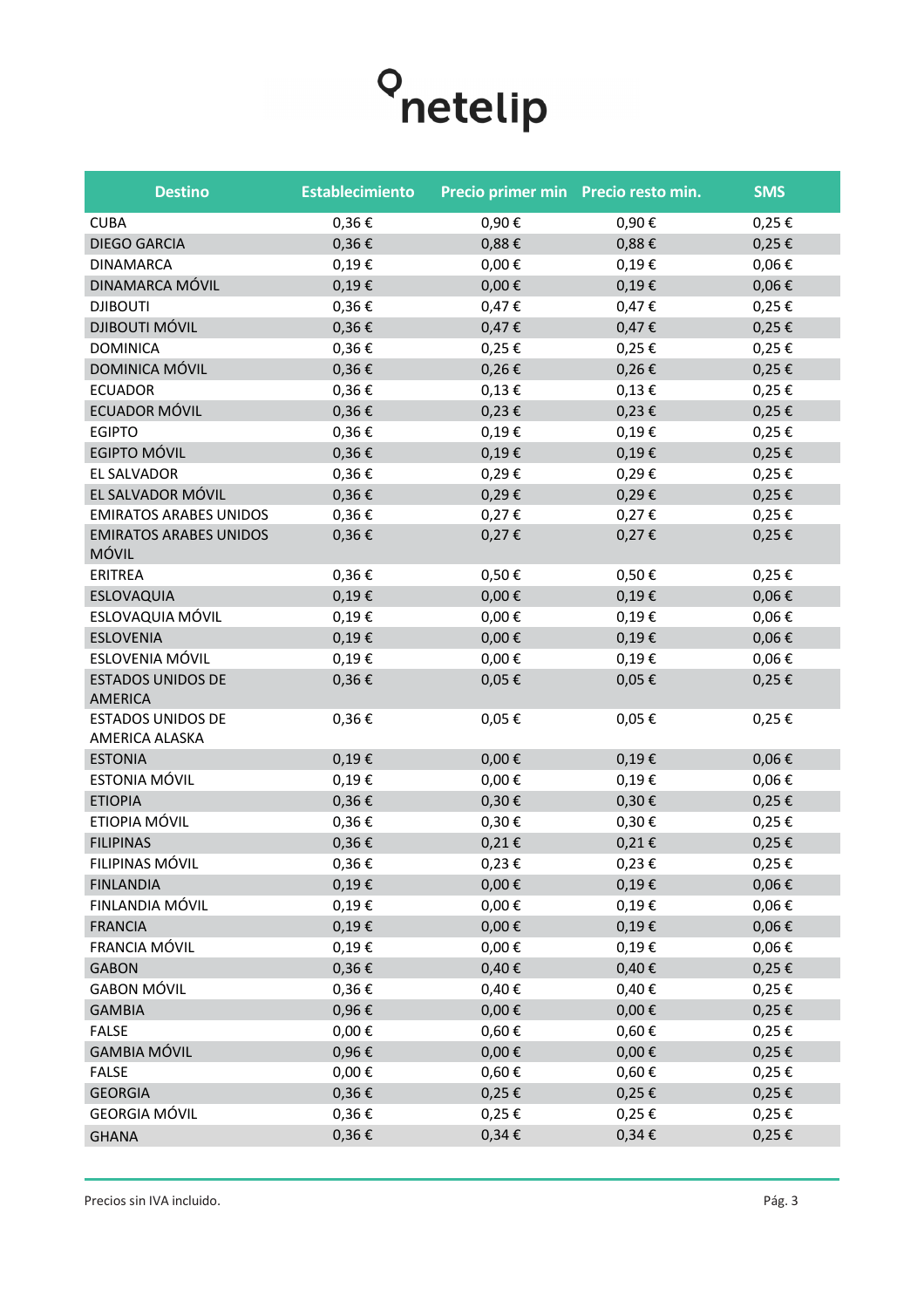| Destino | Establecimiento | Precio primer min | Precio resto min. | SMS |
| --- | --- | --- | --- | --- |
| CUBA | 0,36 € | 0,90 € | 0,90 € | 0,25 € |
| DIEGO GARCIA | 0,36 € | 0,88 € | 0,88 € | 0,25 € |
| DINAMARCA | 0,19 € | 0,00 € | 0,19 € | 0,06 € |
| DINAMARCA MÓVIL | 0,19 € | 0,00 € | 0,19 € | 0,06 € |
| DJIBOUTI | 0,36 € | 0,47 € | 0,47 € | 0,25 € |
| DJIBOUTI MÓVIL | 0,36 € | 0,47 € | 0,47 € | 0,25 € |
| DOMINICA | 0,36 € | 0,25 € | 0,25 € | 0,25 € |
| DOMINICA MÓVIL | 0,36 € | 0,26 € | 0,26 € | 0,25 € |
| ECUADOR | 0,36 € | 0,13 € | 0,13 € | 0,25 € |
| ECUADOR MÓVIL | 0,36 € | 0,23 € | 0,23 € | 0,25 € |
| EGIPTO | 0,36 € | 0,19 € | 0,19 € | 0,25 € |
| EGIPTO MÓVIL | 0,36 € | 0,19 € | 0,19 € | 0,25 € |
| EL SALVADOR | 0,36 € | 0,29 € | 0,29 € | 0,25 € |
| EL SALVADOR MÓVIL | 0,36 € | 0,29 € | 0,29 € | 0,25 € |
| EMIRATOS ARABES UNIDOS | 0,36 € | 0,27 € | 0,27 € | 0,25 € |
| EMIRATOS ARABES UNIDOS MÓVIL | 0,36 € | 0,27 € | 0,27 € | 0,25 € |
| ERITREA | 0,36 € | 0,50 € | 0,50 € | 0,25 € |
| ESLOVAQUIA | 0,19 € | 0,00 € | 0,19 € | 0,06 € |
| ESLOVAQUIA MÓVIL | 0,19 € | 0,00 € | 0,19 € | 0,06 € |
| ESLOVENIA | 0,19 € | 0,00 € | 0,19 € | 0,06 € |
| ESLOVENIA MÓVIL | 0,19 € | 0,00 € | 0,19 € | 0,06 € |
| ESTADOS UNIDOS DE AMERICA | 0,36 € | 0,05 € | 0,05 € | 0,25 € |
| ESTADOS UNIDOS DE AMERICA ALASKA | 0,36 € | 0,05 € | 0,05 € | 0,25 € |
| ESTONIA | 0,19 € | 0,00 € | 0,19 € | 0,06 € |
| ESTONIA MÓVIL | 0,19 € | 0,00 € | 0,19 € | 0,06 € |
| ETIOPIA | 0,36 € | 0,30 € | 0,30 € | 0,25 € |
| ETIOPIA MÓVIL | 0,36 € | 0,30 € | 0,30 € | 0,25 € |
| FILIPINAS | 0,36 € | 0,21 € | 0,21 € | 0,25 € |
| FILIPINAS MÓVIL | 0,36 € | 0,23 € | 0,23 € | 0,25 € |
| FINLANDIA | 0,19 € | 0,00 € | 0,19 € | 0,06 € |
| FINLANDIA MÓVIL | 0,19 € | 0,00 € | 0,19 € | 0,06 € |
| FRANCIA | 0,19 € | 0,00 € | 0,19 € | 0,06 € |
| FRANCIA MÓVIL | 0,19 € | 0,00 € | 0,19 € | 0,06 € |
| GABON | 0,36 € | 0,40 € | 0,40 € | 0,25 € |
| GABON MÓVIL | 0,36 € | 0,40 € | 0,40 € | 0,25 € |
| GAMBIA | 0,96 € | 0,00 € | 0,00 € | 0,25 € |
| FALSE | 0,00 € | 0,60 € | 0,60 € | 0,25 € |
| GAMBIA MÓVIL | 0,96 € | 0,00 € | 0,00 € | 0,25 € |
| FALSE | 0,00 € | 0,60 € | 0,60 € | 0,25 € |
| GEORGIA | 0,36 € | 0,25 € | 0,25 € | 0,25 € |
| GEORGIA MÓVIL | 0,36 € | 0,25 € | 0,25 € | 0,25 € |
| GHANA | 0,36 € | 0,34 € | 0,34 € | 0,25 € |

Precios sin IVA incluido.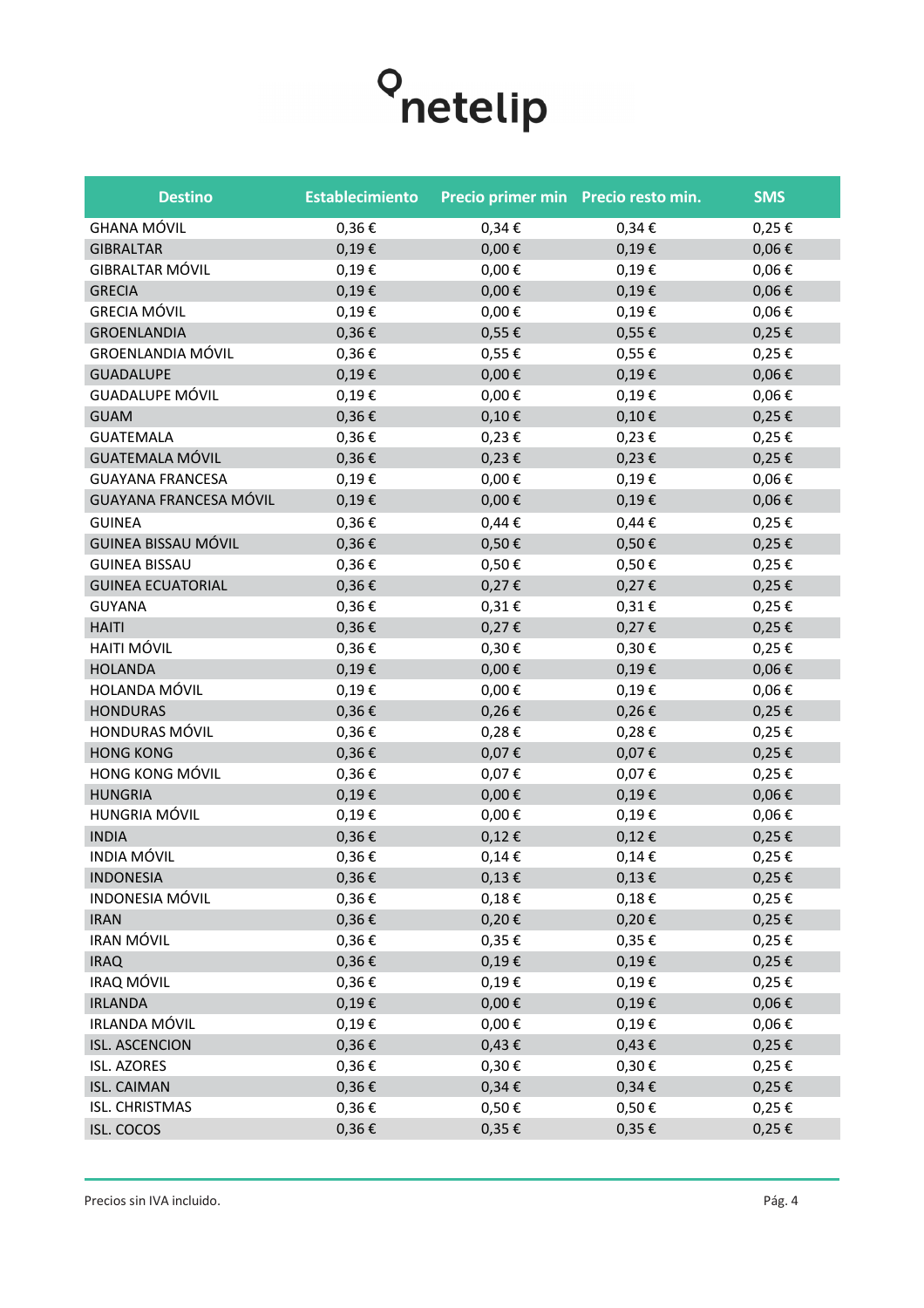| Destino | Establecimiento | Precio primer min | Precio resto min. | SMS |
|---|---|---|---|---|
| GHANA MÓVIL | 0,36 € | 0,34 € | 0,34 € | 0,25 € |
| GIBRALTAR | 0,19 € | 0,00 € | 0,19 € | 0,06 € |
| GIBRALTAR MÓVIL | 0,19 € | 0,00 € | 0,19 € | 0,06 € |
| GRECIA | 0,19 € | 0,00 € | 0,19 € | 0,06 € |
| GRECIA MÓVIL | 0,19 € | 0,00 € | 0,19 € | 0,06 € |
| GROENLANDIA | 0,36 € | 0,55 € | 0,55 € | 0,25 € |
| GROENLANDIA MÓVIL | 0,36 € | 0,55 € | 0,55 € | 0,25 € |
| GUADALUPE | 0,19 € | 0,00 € | 0,19 € | 0,06 € |
| GUADALUPE MÓVIL | 0,19 € | 0,00 € | 0,19 € | 0,06 € |
| GUAM | 0,36 € | 0,10 € | 0,10 € | 0,25 € |
| GUATEMALA | 0,36 € | 0,23 € | 0,23 € | 0,25 € |
| GUATEMALA MÓVIL | 0,36 € | 0,23 € | 0,23 € | 0,25 € |
| GUAYANA FRANCESA | 0,19 € | 0,00 € | 0,19 € | 0,06 € |
| GUAYANA FRANCESA MÓVIL | 0,19 € | 0,00 € | 0,19 € | 0,06 € |
| GUINEA | 0,36 € | 0,44 € | 0,44 € | 0,25 € |
| GUINEA BISSAU MÓVIL | 0,36 € | 0,50 € | 0,50 € | 0,25 € |
| GUINEA BISSAU | 0,36 € | 0,50 € | 0,50 € | 0,25 € |
| GUINEA ECUATORIAL | 0,36 € | 0,27 € | 0,27 € | 0,25 € |
| GUYANA | 0,36 € | 0,31 € | 0,31 € | 0,25 € |
| HAITI | 0,36 € | 0,27 € | 0,27 € | 0,25 € |
| HAITI MÓVIL | 0,36 € | 0,30 € | 0,30 € | 0,25 € |
| HOLANDA | 0,19 € | 0,00 € | 0,19 € | 0,06 € |
| HOLANDA MÓVIL | 0,19 € | 0,00 € | 0,19 € | 0,06 € |
| HONDURAS | 0,36 € | 0,26 € | 0,26 € | 0,25 € |
| HONDURAS MÓVIL | 0,36 € | 0,28 € | 0,28 € | 0,25 € |
| HONG KONG | 0,36 € | 0,07 € | 0,07 € | 0,25 € |
| HONG KONG MÓVIL | 0,36 € | 0,07 € | 0,07 € | 0,25 € |
| HUNGRIA | 0,19 € | 0,00 € | 0,19 € | 0,06 € |
| HUNGRIA MÓVIL | 0,19 € | 0,00 € | 0,19 € | 0,06 € |
| INDIA | 0,36 € | 0,12 € | 0,12 € | 0,25 € |
| INDIA MÓVIL | 0,36 € | 0,14 € | 0,14 € | 0,25 € |
| INDONESIA | 0,36 € | 0,13 € | 0,13 € | 0,25 € |
| INDONESIA MÓVIL | 0,36 € | 0,18 € | 0,18 € | 0,25 € |
| IRAN | 0,36 € | 0,20 € | 0,20 € | 0,25 € |
| IRAN MÓVIL | 0,36 € | 0,35 € | 0,35 € | 0,25 € |
| IRAQ | 0,36 € | 0,19 € | 0,19 € | 0,25 € |
| IRAQ MÓVIL | 0,36 € | 0,19 € | 0,19 € | 0,25 € |
| IRLANDA | 0,19 € | 0,00 € | 0,19 € | 0,06 € |
| IRLANDA MÓVIL | 0,19 € | 0,00 € | 0,19 € | 0,06 € |
| ISL. ASCENCION | 0,36 € | 0,43 € | 0,43 € | 0,25 € |
| ISL. AZORES | 0,36 € | 0,30 € | 0,30 € | 0,25 € |
| ISL. CAIMAN | 0,36 € | 0,34 € | 0,34 € | 0,25 € |
| ISL. CHRISTMAS | 0,36 € | 0,50 € | 0,50 € | 0,25 € |
| ISL. COCOS | 0,36 € | 0,35 € | 0,35 € | 0,25 € |

Precios sin IVA incluido.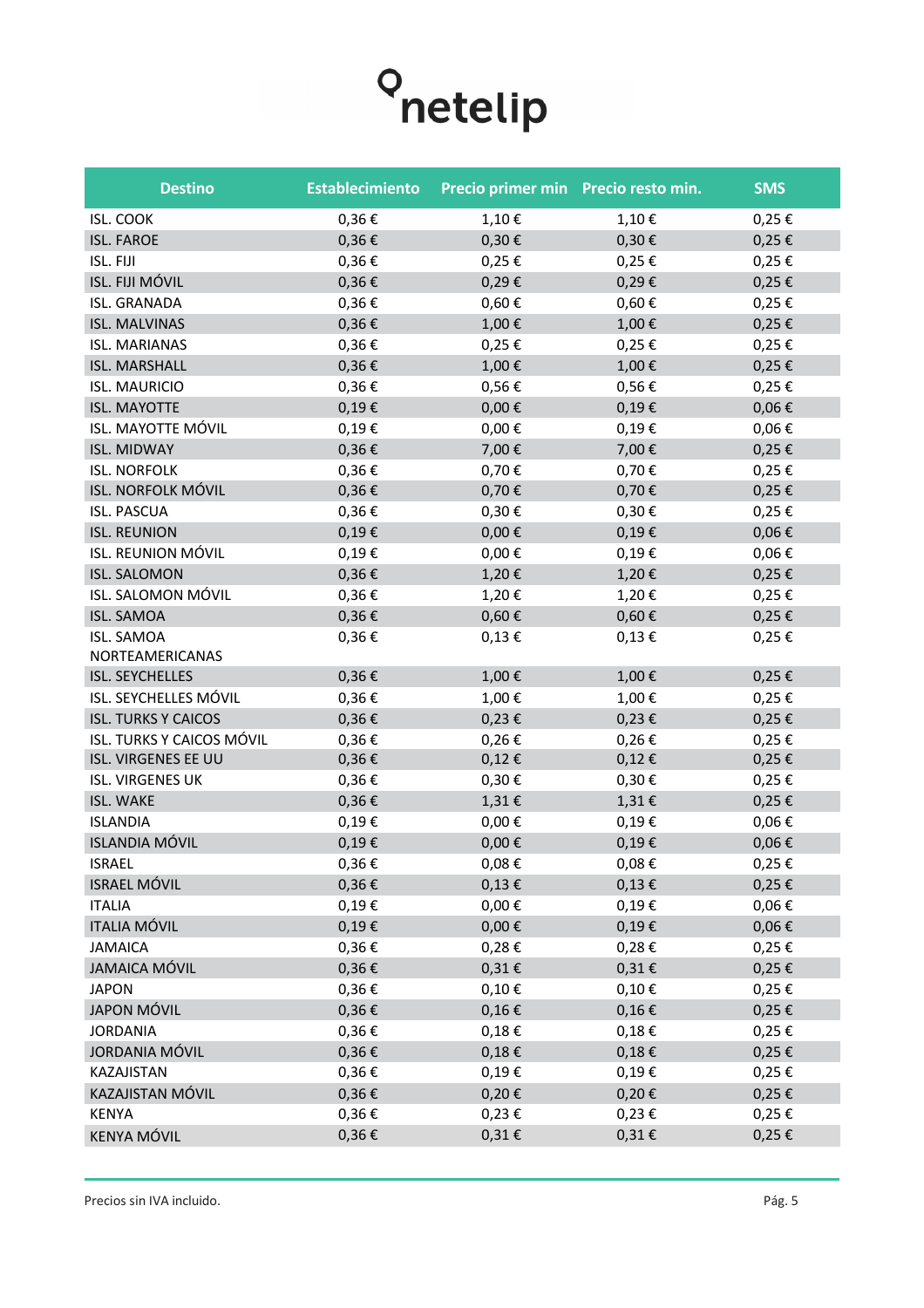# netelip

| Destino | Establecimiento | Precio primer min | Precio resto min. | SMS |
|---|---|---|---|---|
| ISL. COOK | 0,36 € | 1,10 € | 1,10 € | 0,25 € |
| ISL. FAROE | 0,36 € | 0,30 € | 0,30 € | 0,25 € |
| ISL. FIJI | 0,36 € | 0,25 € | 0,25 € | 0,25 € |
| ISL. FIJI MÓVIL | 0,36 € | 0,29 € | 0,29 € | 0,25 € |
| ISL. GRANADA | 0,36 € | 0,60 € | 0,60 € | 0,25 € |
| ISL. MALVINAS | 0,36 € | 1,00 € | 1,00 € | 0,25 € |
| ISL. MARIANAS | 0,36 € | 0,25 € | 0,25 € | 0,25 € |
| ISL. MARSHALL | 0,36 € | 1,00 € | 1,00 € | 0,25 € |
| ISL. MAURICIO | 0,36 € | 0,56 € | 0,56 € | 0,25 € |
| ISL. MAYOTTE | 0,19 € | 0,00 € | 0,19 € | 0,06 € |
| ISL. MAYOTTE MÓVIL | 0,19 € | 0,00 € | 0,19 € | 0,06 € |
| ISL. MIDWAY | 0,36 € | 7,00 € | 7,00 € | 0,25 € |
| ISL. NORFOLK | 0,36 € | 0,70 € | 0,70 € | 0,25 € |
| ISL. NORFOLK MÓVIL | 0,36 € | 0,70 € | 0,70 € | 0,25 € |
| ISL. PASCUA | 0,36 € | 0,30 € | 0,30 € | 0,25 € |
| ISL. REUNION | 0,19 € | 0,00 € | 0,19 € | 0,06 € |
| ISL. REUNION MÓVIL | 0,19 € | 0,00 € | 0,19 € | 0,06 € |
| ISL. SALOMON | 0,36 € | 1,20 € | 1,20 € | 0,25 € |
| ISL. SALOMON MÓVIL | 0,36 € | 1,20 € | 1,20 € | 0,25 € |
| ISL. SAMOA | 0,36 € | 0,60 € | 0,60 € | 0,25 € |
| ISL. SAMOA NORTEAMERICANAS | 0,36 € | 0,13 € | 0,13 € | 0,25 € |
| ISL. SEYCHELLES | 0,36 € | 1,00 € | 1,00 € | 0,25 € |
| ISL. SEYCHELLES MÓVIL | 0,36 € | 1,00 € | 1,00 € | 0,25 € |
| ISL. TURKS Y CAICOS | 0,36 € | 0,23 € | 0,23 € | 0,25 € |
| ISL. TURKS Y CAICOS MÓVIL | 0,36 € | 0,26 € | 0,26 € | 0,25 € |
| ISL. VIRGENES EE UU | 0,36 € | 0,12 € | 0,12 € | 0,25 € |
| ISL. VIRGENES UK | 0,36 € | 0,30 € | 0,30 € | 0,25 € |
| ISL. WAKE | 0,36 € | 1,31 € | 1,31 € | 0,25 € |
| ISLANDIA | 0,19 € | 0,00 € | 0,19 € | 0,06 € |
| ISLANDIA MÓVIL | 0,19 € | 0,00 € | 0,19 € | 0,06 € |
| ISRAEL | 0,36 € | 0,08 € | 0,08 € | 0,25 € |
| ISRAEL MÓVIL | 0,36 € | 0,13 € | 0,13 € | 0,25 € |
| ITALIA | 0,19 € | 0,00 € | 0,19 € | 0,06 € |
| ITALIA MÓVIL | 0,19 € | 0,00 € | 0,19 € | 0,06 € |
| JAMAICA | 0,36 € | 0,28 € | 0,28 € | 0,25 € |
| JAMAICA MÓVIL | 0,36 € | 0,31 € | 0,31 € | 0,25 € |
| JAPON | 0,36 € | 0,10 € | 0,10 € | 0,25 € |
| JAPON MÓVIL | 0,36 € | 0,16 € | 0,16 € | 0,25 € |
| JORDANIA | 0,36 € | 0,18 € | 0,18 € | 0,25 € |
| JORDANIA MÓVIL | 0,36 € | 0,18 € | 0,18 € | 0,25 € |
| KAZAJISTAN | 0,36 € | 0,19 € | 0,19 € | 0,25 € |
| KAZAJISTAN MÓVIL | 0,36 € | 0,20 € | 0,20 € | 0,25 € |
| KENYA | 0,36 € | 0,23 € | 0,23 € | 0,25 € |
| KENYA MÓVIL | 0,36 € | 0,31 € | 0,31 € | 0,25 € |

Precios sin IVA incluido.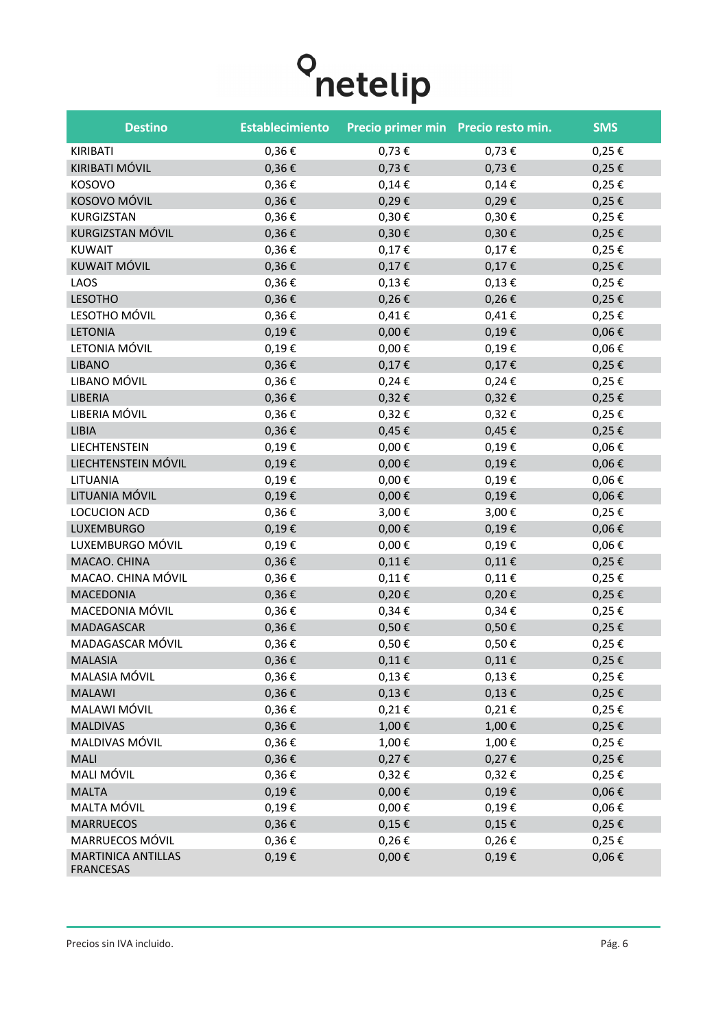# netelip

| Destino | Establecimiento | Precio primer min | Precio resto min. | SMS |
|---|---|---|---|---|
| KIRIBATI | 0,36 € | 0,73 € | 0,73 € | 0,25 € |
| KIRIBATI MÓVIL | 0,36 € | 0,73 € | 0,73 € | 0,25 € |
| KOSOVO | 0,36 € | 0,14 € | 0,14 € | 0,25 € |
| KOSOVO MÓVIL | 0,36 € | 0,29 € | 0,29 € | 0,25 € |
| KURGIZSTAN | 0,36 € | 0,30 € | 0,30 € | 0,25 € |
| KURGIZSTAN MÓVIL | 0,36 € | 0,30 € | 0,30 € | 0,25 € |
| KUWAIT | 0,36 € | 0,17 € | 0,17 € | 0,25 € |
| KUWAIT MÓVIL | 0,36 € | 0,17 € | 0,17 € | 0,25 € |
| LAOS | 0,36 € | 0,13 € | 0,13 € | 0,25 € |
| LESOTHO | 0,36 € | 0,26 € | 0,26 € | 0,25 € |
| LESOTHO MÓVIL | 0,36 € | 0,41 € | 0,41 € | 0,25 € |
| LETONIA | 0,19 € | 0,00 € | 0,19 € | 0,06 € |
| LETONIA MÓVIL | 0,19 € | 0,00 € | 0,19 € | 0,06 € |
| LIBANO | 0,36 € | 0,17 € | 0,17 € | 0,25 € |
| LIBANO MÓVIL | 0,36 € | 0,24 € | 0,24 € | 0,25 € |
| LIBERIA | 0,36 € | 0,32 € | 0,32 € | 0,25 € |
| LIBERIA MÓVIL | 0,36 € | 0,32 € | 0,32 € | 0,25 € |
| LIBIA | 0,36 € | 0,45 € | 0,45 € | 0,25 € |
| LIECHTENSTEIN | 0,19 € | 0,00 € | 0,19 € | 0,06 € |
| LIECHTENSTEIN MÓVIL | 0,19 € | 0,00 € | 0,19 € | 0,06 € |
| LITUANIA | 0,19 € | 0,00 € | 0,19 € | 0,06 € |
| LITUANIA MÓVIL | 0,19 € | 0,00 € | 0,19 € | 0,06 € |
| LOCUCION ACD | 0,36 € | 3,00 € | 3,00 € | 0,25 € |
| LUXEMBURGO | 0,19 € | 0,00 € | 0,19 € | 0,06 € |
| LUXEMBURGO MÓVIL | 0,19 € | 0,00 € | 0,19 € | 0,06 € |
| MACAO. CHINA | 0,36 € | 0,11 € | 0,11 € | 0,25 € |
| MACAO. CHINA MÓVIL | 0,36 € | 0,11 € | 0,11 € | 0,25 € |
| MACEDONIA | 0,36 € | 0,20 € | 0,20 € | 0,25 € |
| MACEDONIA MÓVIL | 0,36 € | 0,34 € | 0,34 € | 0,25 € |
| MADAGASCAR | 0,36 € | 0,50 € | 0,50 € | 0,25 € |
| MADAGASCAR MÓVIL | 0,36 € | 0,50 € | 0,50 € | 0,25 € |
| MALASIA | 0,36 € | 0,11 € | 0,11 € | 0,25 € |
| MALASIA MÓVIL | 0,36 € | 0,13 € | 0,13 € | 0,25 € |
| MALAWI | 0,36 € | 0,13 € | 0,13 € | 0,25 € |
| MALAWI MÓVIL | 0,36 € | 0,21 € | 0,21 € | 0,25 € |
| MALDIVAS | 0,36 € | 1,00 € | 1,00 € | 0,25 € |
| MALDIVAS MÓVIL | 0,36 € | 1,00 € | 1,00 € | 0,25 € |
| MALI | 0,36 € | 0,27 € | 0,27 € | 0,25 € |
| MALI MÓVIL | 0,36 € | 0,32 € | 0,32 € | 0,25 € |
| MALTA | 0,19 € | 0,00 € | 0,19 € | 0,06 € |
| MALTA MÓVIL | 0,19 € | 0,00 € | 0,19 € | 0,06 € |
| MARRUECOS | 0,36 € | 0,15 € | 0,15 € | 0,25 € |
| MARRUECOS MÓVIL | 0,36 € | 0,26 € | 0,26 € | 0,25 € |
| MARTINICA ANTILLAS FRANCESAS | 0,19 € | 0,00 € | 0,19 € | 0,06 € |

Precios sin IVA incluido.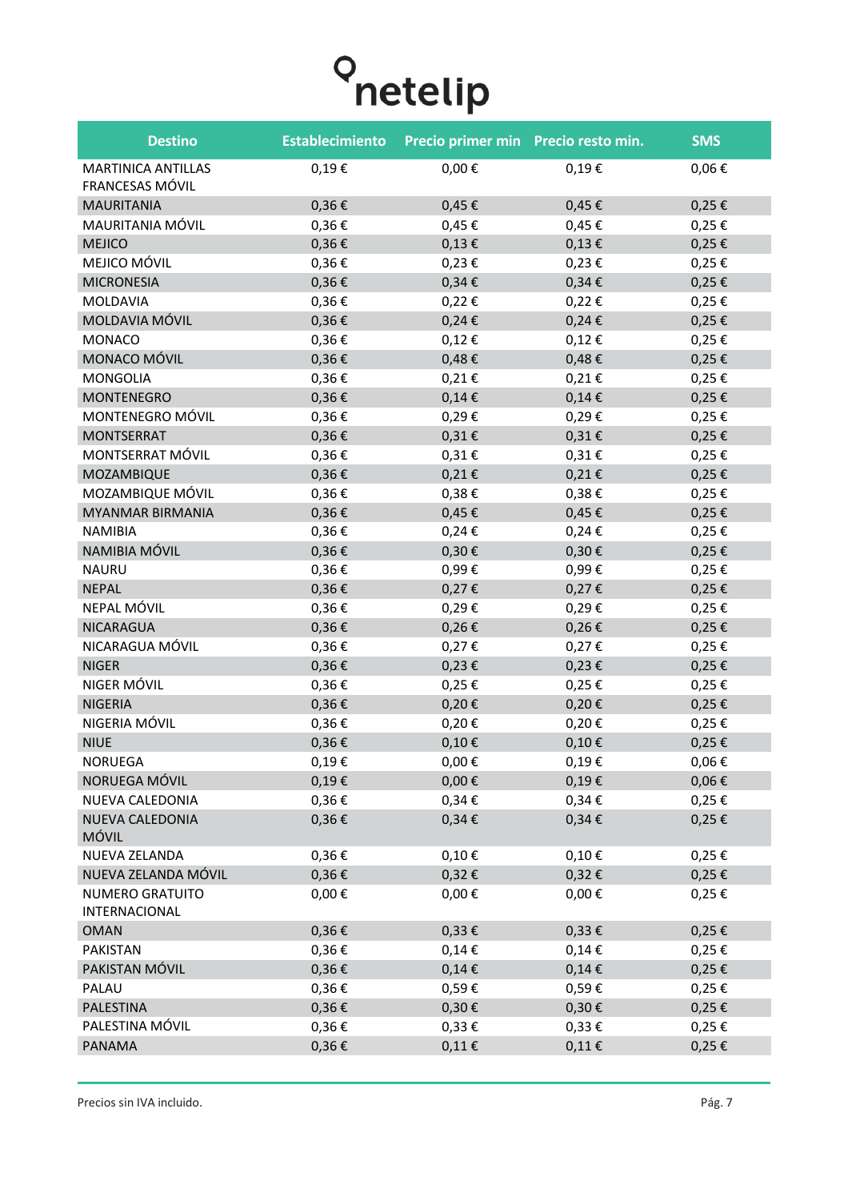netelip

| Destino | Establecimiento | Precio primer min | Precio resto min. | SMS |
|---|---|---|---|---|
| MARTINICA ANTILLAS FRANCESAS MÓVIL | 0,19 € | 0,00 € | 0,19 € | 0,06 € |
| MAURITANIA | 0,36 € | 0,45 € | 0,45 € | 0,25 € |
| MAURITANIA MÓVIL | 0,36 € | 0,45 € | 0,45 € | 0,25 € |
| MEJICO | 0,36 € | 0,13 € | 0,13 € | 0,25 € |
| MEJICO MÓVIL | 0,36 € | 0,23 € | 0,23 € | 0,25 € |
| MICRONESIA | 0,36 € | 0,34 € | 0,34 € | 0,25 € |
| MOLDAVIA | 0,36 € | 0,22 € | 0,22 € | 0,25 € |
| MOLDAVIA MÓVIL | 0,36 € | 0,24 € | 0,24 € | 0,25 € |
| MONACO | 0,36 € | 0,12 € | 0,12 € | 0,25 € |
| MONACO MÓVIL | 0,36 € | 0,48 € | 0,48 € | 0,25 € |
| MONGOLIA | 0,36 € | 0,21 € | 0,21 € | 0,25 € |
| MONTENEGRO | 0,36 € | 0,14 € | 0,14 € | 0,25 € |
| MONTENEGRO MÓVIL | 0,36 € | 0,29 € | 0,29 € | 0,25 € |
| MONTSERRAT | 0,36 € | 0,31 € | 0,31 € | 0,25 € |
| MONTSERRAT MÓVIL | 0,36 € | 0,31 € | 0,31 € | 0,25 € |
| MOZAMBIQUE | 0,36 € | 0,21 € | 0,21 € | 0,25 € |
| MOZAMBIQUE MÓVIL | 0,36 € | 0,38 € | 0,38 € | 0,25 € |
| MYANMAR BIRMANIA | 0,36 € | 0,45 € | 0,45 € | 0,25 € |
| NAMIBIA | 0,36 € | 0,24 € | 0,24 € | 0,25 € |
| NAMIBIA MÓVIL | 0,36 € | 0,30 € | 0,30 € | 0,25 € |
| NAURU | 0,36 € | 0,99 € | 0,99 € | 0,25 € |
| NEPAL | 0,36 € | 0,27 € | 0,27 € | 0,25 € |
| NEPAL MÓVIL | 0,36 € | 0,29 € | 0,29 € | 0,25 € |
| NICARAGUA | 0,36 € | 0,26 € | 0,26 € | 0,25 € |
| NICARAGUA MÓVIL | 0,36 € | 0,27 € | 0,27 € | 0,25 € |
| NIGER | 0,36 € | 0,23 € | 0,23 € | 0,25 € |
| NIGER MÓVIL | 0,36 € | 0,25 € | 0,25 € | 0,25 € |
| NIGERIA | 0,36 € | 0,20 € | 0,20 € | 0,25 € |
| NIGERIA MÓVIL | 0,36 € | 0,20 € | 0,20 € | 0,25 € |
| NIUE | 0,36 € | 0,10 € | 0,10 € | 0,25 € |
| NORUEGA | 0,19 € | 0,00 € | 0,19 € | 0,06 € |
| NORUEGA MÓVIL | 0,19 € | 0,00 € | 0,19 € | 0,06 € |
| NUEVA CALEDONIA | 0,36 € | 0,34 € | 0,34 € | 0,25 € |
| NUEVA CALEDONIA MÓVIL | 0,36 € | 0,34 € | 0,34 € | 0,25 € |
| NUEVA ZELANDA | 0,36 € | 0,10 € | 0,10 € | 0,25 € |
| NUEVA ZELANDA MÓVIL | 0,36 € | 0,32 € | 0,32 € | 0,25 € |
| NUMERO GRATUITO INTERNACIONAL | 0,00 € | 0,00 € | 0,00 € | 0,25 € |
| OMAN | 0,36 € | 0,33 € | 0,33 € | 0,25 € |
| PAKISTAN | 0,36 € | 0,14 € | 0,14 € | 0,25 € |
| PAKISTAN MÓVIL | 0,36 € | 0,14 € | 0,14 € | 0,25 € |
| PALAU | 0,36 € | 0,59 € | 0,59 € | 0,25 € |
| PALESTINA | 0,36 € | 0,30 € | 0,30 € | 0,25 € |
| PALESTINA MÓVIL | 0,36 € | 0,33 € | 0,33 € | 0,25 € |
| PANAMA | 0,36 € | 0,11 € | 0,11 € | 0,25 € |

Precios sin IVA incluido.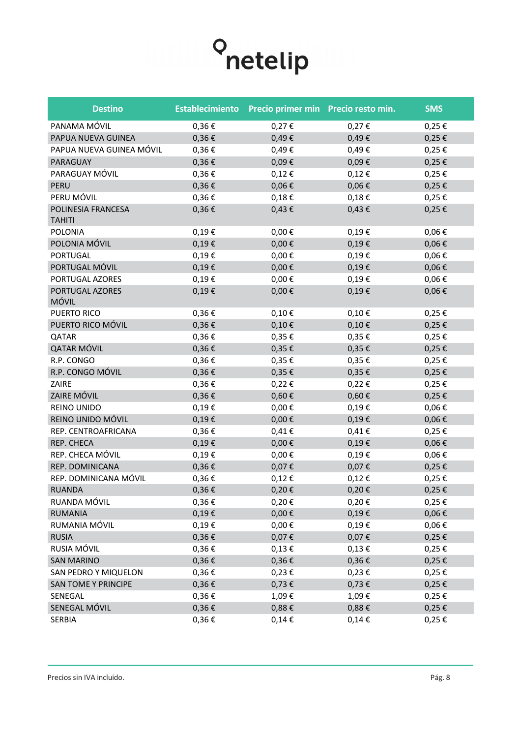netelip

| Destino | Establecimiento | Precio primer min | Precio resto min. | SMS |
|---|---|---|---|---|
| PANAMA MÓVIL | 0,36 € | 0,27 € | 0,27 € | 0,25 € |
| PAPUA NUEVA GUINEA | 0,36 € | 0,49 € | 0,49 € | 0,25 € |
| PAPUA NUEVA GUINEA MÓVIL | 0,36 € | 0,49 € | 0,49 € | 0,25 € |
| PARAGUAY | 0,36 € | 0,09 € | 0,09 € | 0,25 € |
| PARAGUAY MÓVIL | 0,36 € | 0,12 € | 0,12 € | 0,25 € |
| PERU | 0,36 € | 0,06 € | 0,06 € | 0,25 € |
| PERU MÓVIL | 0,36 € | 0,18 € | 0,18 € | 0,25 € |
| POLINESIA FRANCESA TAHITI | 0,36 € | 0,43 € | 0,43 € | 0,25 € |
| POLONIA | 0,19 € | 0,00 € | 0,19 € | 0,06 € |
| POLONIA MÓVIL | 0,19 € | 0,00 € | 0,19 € | 0,06 € |
| PORTUGAL | 0,19 € | 0,00 € | 0,19 € | 0,06 € |
| PORTUGAL MÓVIL | 0,19 € | 0,00 € | 0,19 € | 0,06 € |
| PORTUGAL AZORES | 0,19 € | 0,00 € | 0,19 € | 0,06 € |
| PORTUGAL AZORES MÓVIL | 0,19 € | 0,00 € | 0,19 € | 0,06 € |
| PUERTO RICO | 0,36 € | 0,10 € | 0,10 € | 0,25 € |
| PUERTO RICO MÓVIL | 0,36 € | 0,10 € | 0,10 € | 0,25 € |
| QATAR | 0,36 € | 0,35 € | 0,35 € | 0,25 € |
| QATAR MÓVIL | 0,36 € | 0,35 € | 0,35 € | 0,25 € |
| R.P. CONGO | 0,36 € | 0,35 € | 0,35 € | 0,25 € |
| R.P. CONGO MÓVIL | 0,36 € | 0,35 € | 0,35 € | 0,25 € |
| ZAIRE | 0,36 € | 0,22 € | 0,22 € | 0,25 € |
| ZAIRE MÓVIL | 0,36 € | 0,60 € | 0,60 € | 0,25 € |
| REINO UNIDO | 0,19 € | 0,00 € | 0,19 € | 0,06 € |
| REINO UNIDO MÓVIL | 0,19 € | 0,00 € | 0,19 € | 0,06 € |
| REP. CENTROAFRICANA | 0,36 € | 0,41 € | 0,41 € | 0,25 € |
| REP. CHECA | 0,19 € | 0,00 € | 0,19 € | 0,06 € |
| REP. CHECA MÓVIL | 0,19 € | 0,00 € | 0,19 € | 0,06 € |
| REP. DOMINICANA | 0,36 € | 0,07 € | 0,07 € | 0,25 € |
| REP. DOMINICANA MÓVIL | 0,36 € | 0,12 € | 0,12 € | 0,25 € |
| RUANDA | 0,36 € | 0,20 € | 0,20 € | 0,25 € |
| RUANDA MÓVIL | 0,36 € | 0,20 € | 0,20 € | 0,25 € |
| RUMANIA | 0,19 € | 0,00 € | 0,19 € | 0,06 € |
| RUMANIA MÓVIL | 0,19 € | 0,00 € | 0,19 € | 0,06 € |
| RUSIA | 0,36 € | 0,07 € | 0,07 € | 0,25 € |
| RUSIA MÓVIL | 0,36 € | 0,13 € | 0,13 € | 0,25 € |
| SAN MARINO | 0,36 € | 0,36 € | 0,36 € | 0,25 € |
| SAN PEDRO Y MIQUELON | 0,36 € | 0,23 € | 0,23 € | 0,25 € |
| SAN TOME Y PRINCIPE | 0,36 € | 0,73 € | 0,73 € | 0,25 € |
| SENEGAL | 0,36 € | 1,09 € | 1,09 € | 0,25 € |
| SENEGAL MÓVIL | 0,36 € | 0,88 € | 0,88 € | 0,25 € |
| SERBIA | 0,36 € | 0,14 € | 0,14 € | 0,25 € |

Precios sin IVA incluido.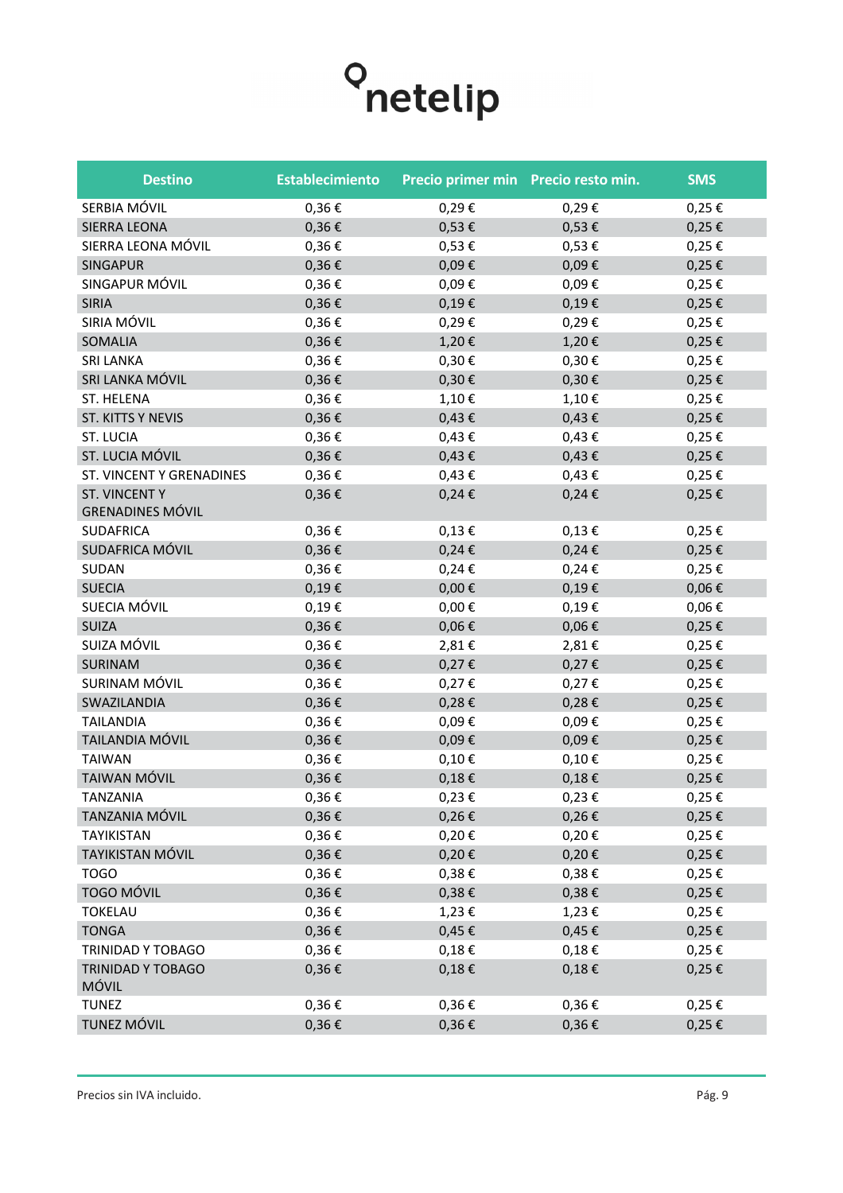netelip

| Destino | Establecimiento | Precio primer min | Precio resto min. | SMS |
|---|---|---|---|---|
| SERBIA MÓVIL | 0,36 € | 0,29 € | 0,29 € | 0,25 € |
| SIERRA LEONA | 0,36 € | 0,53 € | 0,53 € | 0,25 € |
| SIERRA LEONA MÓVIL | 0,36 € | 0,53 € | 0,53 € | 0,25 € |
| SINGAPUR | 0,36 € | 0,09 € | 0,09 € | 0,25 € |
| SINGAPUR MÓVIL | 0,36 € | 0,09 € | 0,09 € | 0,25 € |
| SIRIA | 0,36 € | 0,19 € | 0,19 € | 0,25 € |
| SIRIA MÓVIL | 0,36 € | 0,29 € | 0,29 € | 0,25 € |
| SOMALIA | 0,36 € | 1,20 € | 1,20 € | 0,25 € |
| SRI LANKA | 0,36 € | 0,30 € | 0,30 € | 0,25 € |
| SRI LANKA MÓVIL | 0,36 € | 0,30 € | 0,30 € | 0,25 € |
| ST. HELENA | 0,36 € | 1,10 € | 1,10 € | 0,25 € |
| ST. KITTS Y NEVIS | 0,36 € | 0,43 € | 0,43 € | 0,25 € |
| ST. LUCIA | 0,36 € | 0,43 € | 0,43 € | 0,25 € |
| ST. LUCIA MÓVIL | 0,36 € | 0,43 € | 0,43 € | 0,25 € |
| ST. VINCENT Y GRENADINES | 0,36 € | 0,43 € | 0,43 € | 0,25 € |
| ST. VINCENT Y GRENADINES MÓVIL | 0,36 € | 0,24 € | 0,24 € | 0,25 € |
| SUDAFRICA | 0,36 € | 0,13 € | 0,13 € | 0,25 € |
| SUDAFRICA MÓVIL | 0,36 € | 0,24 € | 0,24 € | 0,25 € |
| SUDAN | 0,36 € | 0,24 € | 0,24 € | 0,25 € |
| SUECIA | 0,19 € | 0,00 € | 0,19 € | 0,06 € |
| SUECIA MÓVIL | 0,19 € | 0,00 € | 0,19 € | 0,06 € |
| SUIZA | 0,36 € | 0,06 € | 0,06 € | 0,25 € |
| SUIZA MÓVIL | 0,36 € | 2,81 € | 2,81 € | 0,25 € |
| SURINAM | 0,36 € | 0,27 € | 0,27 € | 0,25 € |
| SURINAM MÓVIL | 0,36 € | 0,27 € | 0,27 € | 0,25 € |
| SWAZILANDIA | 0,36 € | 0,28 € | 0,28 € | 0,25 € |
| TAILANDIA | 0,36 € | 0,09 € | 0,09 € | 0,25 € |
| TAILANDIA MÓVIL | 0,36 € | 0,09 € | 0,09 € | 0,25 € |
| TAIWAN | 0,36 € | 0,10 € | 0,10 € | 0,25 € |
| TAIWAN MÓVIL | 0,36 € | 0,18 € | 0,18 € | 0,25 € |
| TANZANIA | 0,36 € | 0,23 € | 0,23 € | 0,25 € |
| TANZANIA MÓVIL | 0,36 € | 0,26 € | 0,26 € | 0,25 € |
| TAYIKISTAN | 0,36 € | 0,20 € | 0,20 € | 0,25 € |
| TAYIKISTAN MÓVIL | 0,36 € | 0,20 € | 0,20 € | 0,25 € |
| TOGO | 0,36 € | 0,38 € | 0,38 € | 0,25 € |
| TOGO MÓVIL | 0,36 € | 0,38 € | 0,38 € | 0,25 € |
| TOKELAU | 0,36 € | 1,23 € | 1,23 € | 0,25 € |
| TONGA | 0,36 € | 0,45 € | 0,45 € | 0,25 € |
| TRINIDAD Y TOBAGO | 0,36 € | 0,18 € | 0,18 € | 0,25 € |
| TRINIDAD Y TOBAGO MÓVIL | 0,36 € | 0,18 € | 0,18 € | 0,25 € |
| TUNEZ | 0,36 € | 0,36 € | 0,36 € | 0,25 € |
| TUNEZ MÓVIL | 0,36 € | 0,36 € | 0,36 € | 0,25 € |

Precios sin IVA incluido.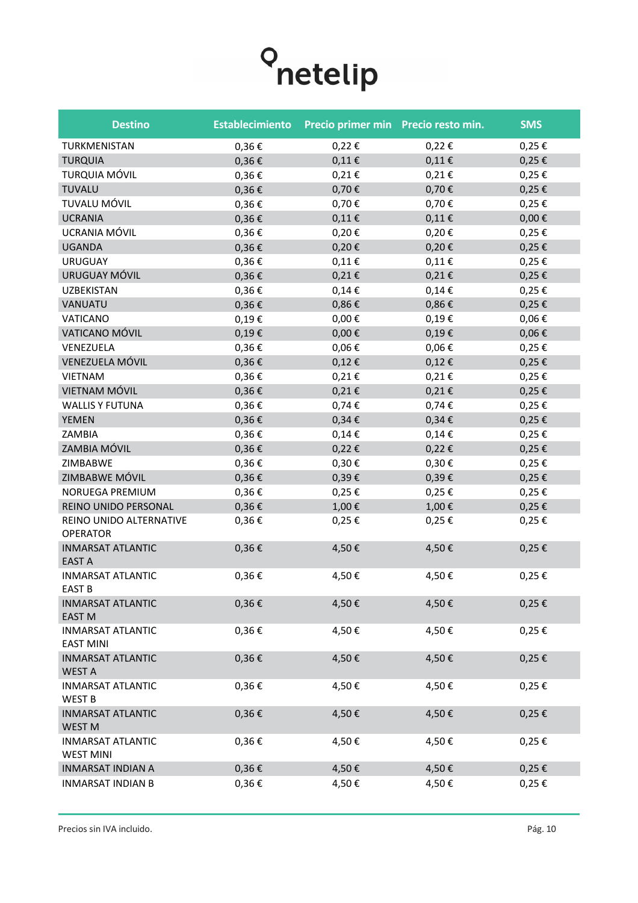netelip

| Destino | Establecimiento | Precio primer min | Precio resto min. | SMS |
|---|---|---|---|---|
| TURKMENISTAN | 0,36 € | 0,22 € | 0,22 € | 0,25 € |
| TURQUIA | 0,36 € | 0,11 € | 0,11 € | 0,25 € |
| TURQUIA MÓVIL | 0,36 € | 0,21 € | 0,21 € | 0,25 € |
| TUVALU | 0,36 € | 0,70 € | 0,70 € | 0,25 € |
| TUVALU MÓVIL | 0,36 € | 0,70 € | 0,70 € | 0,25 € |
| UCRANIA | 0,36 € | 0,11 € | 0,11 € | 0,00 € |
| UCRANIA MÓVIL | 0,36 € | 0,20 € | 0,20 € | 0,25 € |
| UGANDA | 0,36 € | 0,20 € | 0,20 € | 0,25 € |
| URUGUAY | 0,36 € | 0,11 € | 0,11 € | 0,25 € |
| URUGUAY MÓVIL | 0,36 € | 0,21 € | 0,21 € | 0,25 € |
| UZBEKISTAN | 0,36 € | 0,14 € | 0,14 € | 0,25 € |
| VANUATU | 0,36 € | 0,86 € | 0,86 € | 0,25 € |
| VATICANO | 0,19 € | 0,00 € | 0,19 € | 0,06 € |
| VATICANO MÓVIL | 0,19 € | 0,00 € | 0,19 € | 0,06 € |
| VENEZUELA | 0,36 € | 0,06 € | 0,06 € | 0,25 € |
| VENEZUELA MÓVIL | 0,36 € | 0,12 € | 0,12 € | 0,25 € |
| VIETNAM | 0,36 € | 0,21 € | 0,21 € | 0,25 € |
| VIETNAM MÓVIL | 0,36 € | 0,21 € | 0,21 € | 0,25 € |
| WALLIS Y FUTUNA | 0,36 € | 0,74 € | 0,74 € | 0,25 € |
| YEMEN | 0,36 € | 0,34 € | 0,34 € | 0,25 € |
| ZAMBIA | 0,36 € | 0,14 € | 0,14 € | 0,25 € |
| ZAMBIA MÓVIL | 0,36 € | 0,22 € | 0,22 € | 0,25 € |
| ZIMBABWE | 0,36 € | 0,30 € | 0,30 € | 0,25 € |
| ZIMBABWE MÓVIL | 0,36 € | 0,39 € | 0,39 € | 0,25 € |
| NORUEGA PREMIUM | 0,36 € | 0,25 € | 0,25 € | 0,25 € |
| REINO UNIDO PERSONAL | 0,36 € | 1,00 € | 1,00 € | 0,25 € |
| REINO UNIDO ALTERNATIVE OPERATOR | 0,36 € | 0,25 € | 0,25 € | 0,25 € |
| INMARSAT ATLANTIC EAST A | 0,36 € | 4,50 € | 4,50 € | 0,25 € |
| INMARSAT ATLANTIC EAST B | 0,36 € | 4,50 € | 4,50 € | 0,25 € |
| INMARSAT ATLANTIC EAST M | 0,36 € | 4,50 € | 4,50 € | 0,25 € |
| INMARSAT ATLANTIC EAST MINI | 0,36 € | 4,50 € | 4,50 € | 0,25 € |
| INMARSAT ATLANTIC WEST A | 0,36 € | 4,50 € | 4,50 € | 0,25 € |
| INMARSAT ATLANTIC WEST B | 0,36 € | 4,50 € | 4,50 € | 0,25 € |
| INMARSAT ATLANTIC WEST M | 0,36 € | 4,50 € | 4,50 € | 0,25 € |
| INMARSAT ATLANTIC WEST MINI | 0,36 € | 4,50 € | 4,50 € | 0,25 € |
| INMARSAT INDIAN A | 0,36 € | 4,50 € | 4,50 € | 0,25 € |
| INMARSAT INDIAN B | 0,36 € | 4,50 € | 4,50 € | 0,25 € |

Precios sin IVA incluido.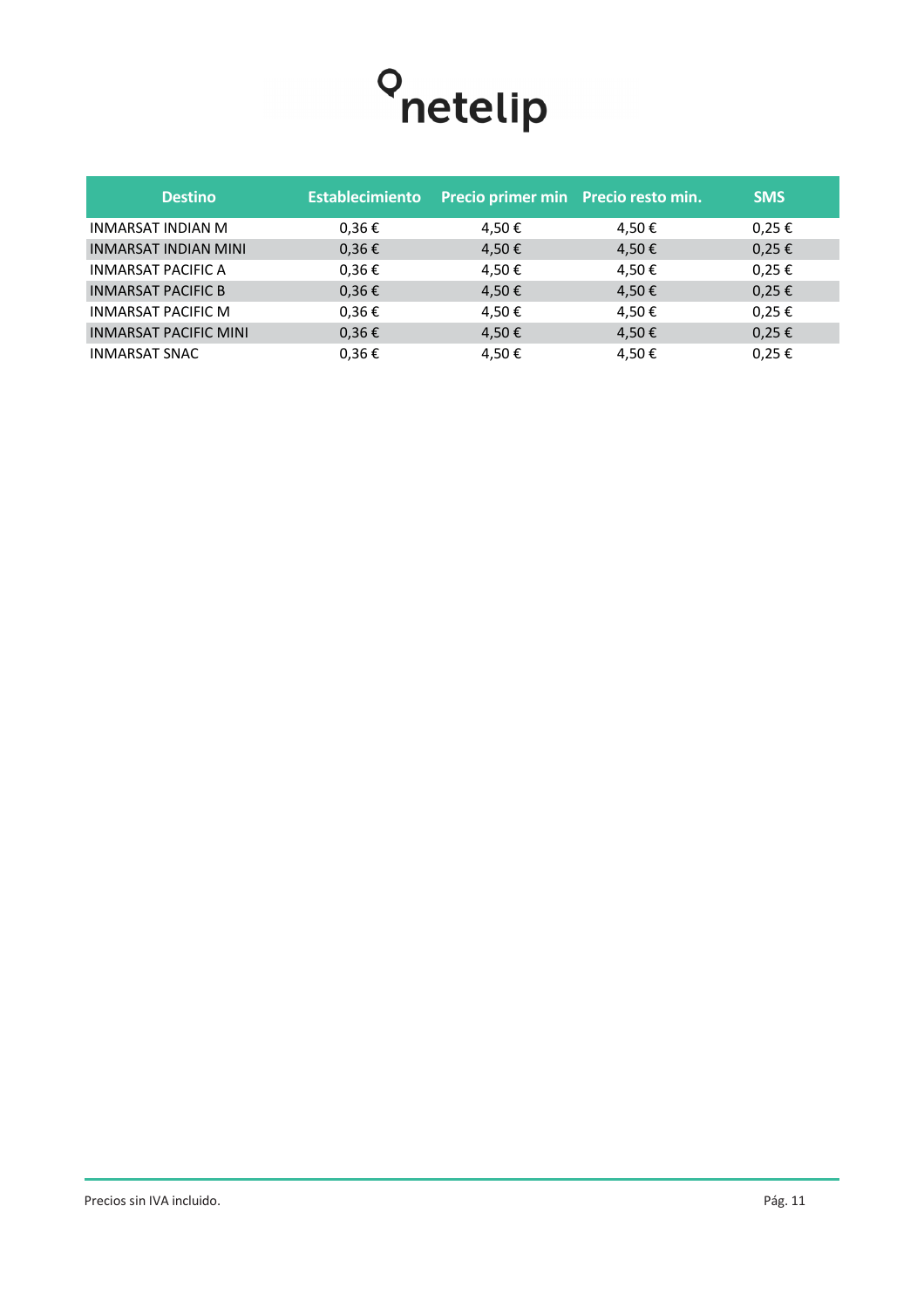| Destino | Establecimiento | Precio primer min | Precio resto min. | SMS |
|---|---|---|---|---|
| INMARSAT INDIAN M | 0,36 € | 4,50 € | 4,50 € | 0,25 € |
| INMARSAT INDIAN MINI | 0,36 € | 4,50 € | 4,50 € | 0,25 € |
| INMARSAT PACIFIC A | 0,36 € | 4,50 € | 4,50 € | 0,25 € |
| INMARSAT PACIFIC B | 0,36 € | 4,50 € | 4,50 € | 0,25 € |
| INMARSAT PACIFIC M | 0,36 € | 4,50 € | 4,50 € | 0,25 € |
| INMARSAT PACIFIC MINI | 0,36 € | 4,50 € | 4,50 € | 0,25 € |
| INMARSAT SNAC | 0,36 € | 4,50 € | 4,50 € | 0,25 € |

Precios sin IVA incluido.